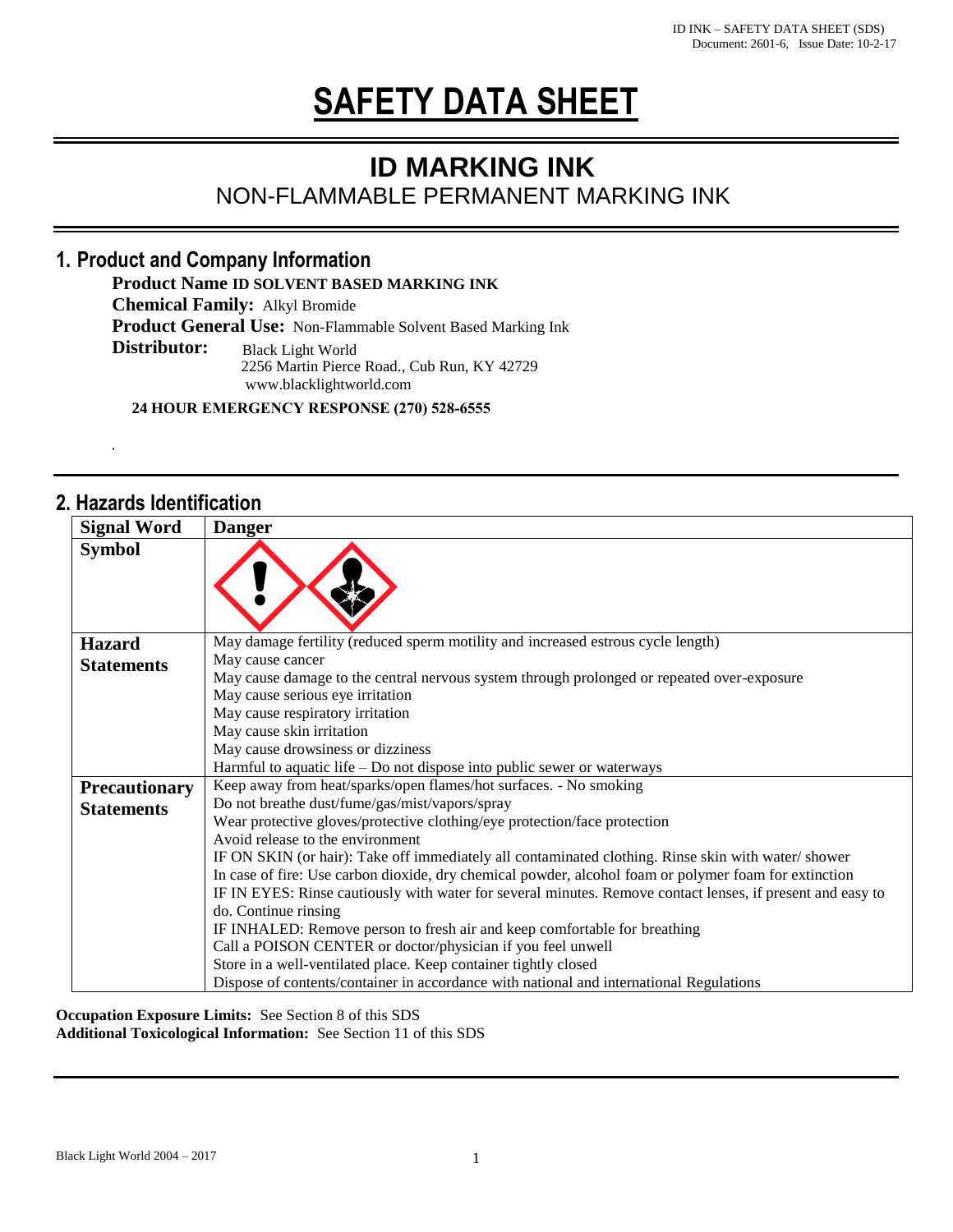# SAFETY DATA SHEET

## ID MARKING INK

NON-FLAMMABLE PERMANENT MARKING INK

## 1. Product and Company Information

**Product Name ID SOLVENT BASED MARKING INK**
**Chemical Family:** Alkyl Bromide
**Product General Use:** Non-Flammable Solvent Based Marking Ink
**Distributor:** Black Light World
2256 Martin Pierce Road., Cub Run, KY 42729
www.blacklightworld.com

**24 HOUR EMERGENCY RESPONSE (270) 528-6555**

## 2. Hazards Identification

| Signal Word | Danger |
|---|---|
| Symbol | |
| Hazard Statements | May damage fertility (reduced sperm motility and increased estrous cycle length)<br>May cause cancer<br>May cause damage to the central nervous system through prolonged or repeated over-exposure<br>May cause serious eye irritation<br>May cause respiratory irritation<br>May cause skin irritation<br>May cause drowsiness or dizziness<br>Harmful to aquatic life – Do not dispose into public sewer or waterways |
| Precautionary Statements | Keep away from heat/sparks/open flames/hot surfaces. - No smoking<br>Do not breathe dust/fume/gas/mist/vapors/spray<br>Wear protective gloves/protective clothing/eye protection/face protection<br>Avoid release to the environment<br>IF ON SKIN (or hair): Take off immediately all contaminated clothing. Rinse skin with water/ shower<br>In case of fire: Use carbon dioxide, dry chemical powder, alcohol foam or polymer foam for extinction<br>IF IN EYES: Rinse cautiously with water for several minutes. Remove contact lenses, if present and easy to do. Continue rinsing<br>IF INHALED: Remove person to fresh air and keep comfortable for breathing<br>Call a POISON CENTER or doctor/physician if you feel unwell<br>Store in a well-ventilated place. Keep container tightly closed<br>Dispose of contents/container in accordance with national and international Regulations |

**Occupation Exposure Limits:** See Section 8 of this SDS
**Additional Toxicological Information:** See Section 11 of this SDS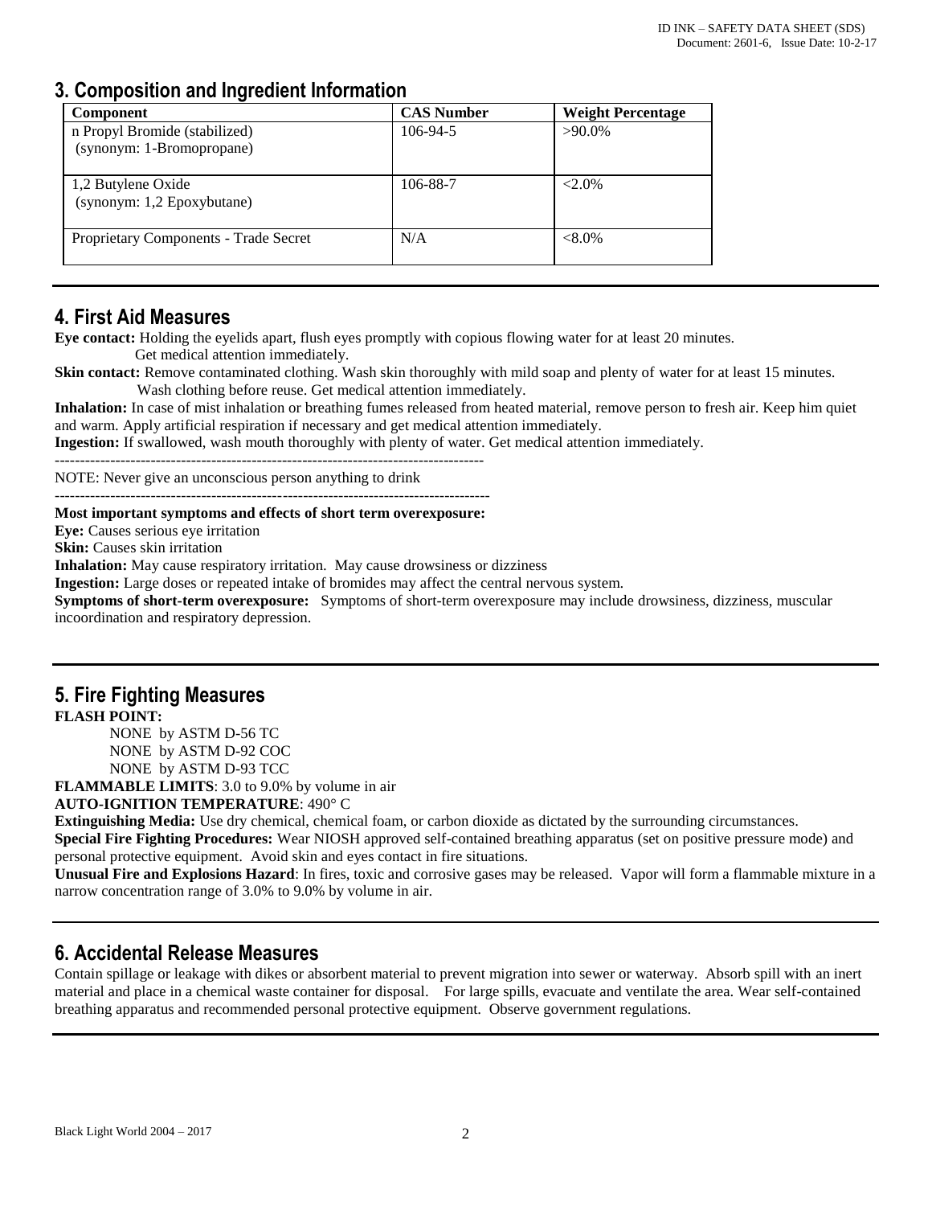## 3. Composition and Ingredient Information

| Component | CAS Number | Weight Percentage |
|---|---|---|
| n Propyl Bromide (stabilized) (synonym: 1-Bromopropane) | 106-94-5 | >90.0% |
| 1,2 Butylene Oxide (synonym: 1,2 Epoxybutane) | 106-88-7 | <2.0% |
| Proprietary Components - Trade Secret | N/A | <8.0% |

## 4. First Aid Measures

**Eye contact:** Holding the eyelids apart, flush eyes promptly with copious flowing water for at least 20 minutes. Get medical attention immediately.

**Skin contact:** Remove contaminated clothing. Wash skin thoroughly with mild soap and plenty of water for at least 15 minutes. Wash clothing before reuse. Get medical attention immediately.

**Inhalation:** In case of mist inhalation or breathing fumes released from heated material, remove person to fresh air. Keep him quiet and warm. Apply artificial respiration if necessary and get medical attention immediately.

**Ingestion:** If swallowed, wash mouth thoroughly with plenty of water. Get medical attention immediately.

---

NOTE: Never give an unconscious person anything to drink

---

**Most important symptoms and effects of short term overexposure:**

**Eye:** Causes serious eye irritation

**Skin:** Causes skin irritation

**Inhalation:** May cause respiratory irritation. May cause drowsiness or dizziness

**Ingestion:** Large doses or repeated intake of bromides may affect the central nervous system.

**Symptoms of short-term overexposure:** Symptoms of short-term overexposure may include drowsiness, dizziness, muscular incoordination and respiratory depression.

## 5. Fire Fighting Measures

**FLASH POINT:**

NONE by ASTM D-56 TC
NONE by ASTM D-92 COC
NONE by ASTM D-93 TCC

**FLAMMABLE LIMITS**: 3.0 to 9.0% by volume in air

**AUTO-IGNITION TEMPERATURE**: 490° C

**Extinguishing Media:** Use dry chemical, chemical foam, or carbon dioxide as dictated by the surrounding circumstances.

**Special Fire Fighting Procedures:** Wear NIOSH approved self-contained breathing apparatus (set on positive pressure mode) and personal protective equipment. Avoid skin and eyes contact in fire situations.

**Unusual Fire and Explosions Hazard**: In fires, toxic and corrosive gases may be released. Vapor will form a flammable mixture in a narrow concentration range of 3.0% to 9.0% by volume in air.

## 6. Accidental Release Measures

Contain spillage or leakage with dikes or absorbent material to prevent migration into sewer or waterway. Absorb spill with an inert material and place in a chemical waste container for disposal. For large spills, evacuate and ventilate the area. Wear self-contained breathing apparatus and recommended personal protective equipment. Observe government regulations.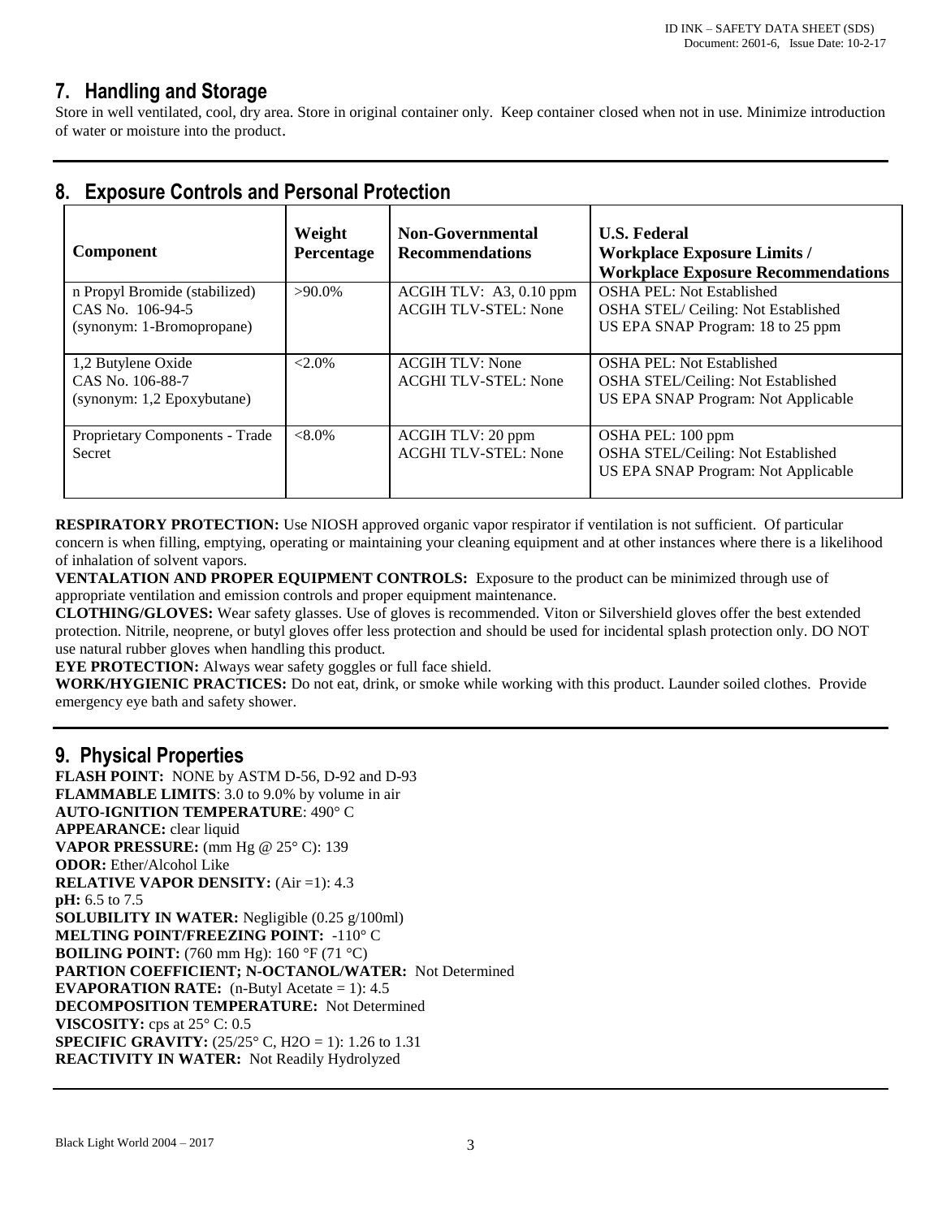## 7. Handling and Storage

Store in well ventilated, cool, dry area. Store in original container only. Keep container closed when not in use. Minimize introduction of water or moisture into the product.

## 8. Exposure Controls and Personal Protection

| Component | Weight Percentage | Non-Governmental Recommendations | U.S. Federal Workplace Exposure Limits / Workplace Exposure Recommendations |
|---|---|---|---|
| n Propyl Bromide (stabilized)<br>CAS No. 106-94-5<br>(synonym: 1-Bromopropane) | >90.0% | ACGIH TLV: A3, 0.10 ppm<br>ACGIH TLV-STEL: None | OSHA PEL: Not Established<br>OSHA STEL/ Ceiling: Not Established<br>US EPA SNAP Program: 18 to 25 ppm |
| 1,2 Butylene Oxide<br>CAS No. 106-88-7<br>(synonym: 1,2 Epoxybutane) | <2.0% | ACGIH TLV: None<br>ACGHI TLV-STEL: None | OSHA PEL: Not Established<br>OSHA STEL/Ceiling: Not Established<br>US EPA SNAP Program: Not Applicable |
| Proprietary Components - Trade Secret | <8.0% | ACGIH TLV: 20 ppm<br>ACGHI TLV-STEL: None | OSHA PEL: 100 ppm<br>OSHA STEL/Ceiling: Not Established<br>US EPA SNAP Program: Not Applicable |

**RESPIRATORY PROTECTION:** Use NIOSH approved organic vapor respirator if ventilation is not sufficient. Of particular concern is when filling, emptying, operating or maintaining your cleaning equipment and at other instances where there is a likelihood of inhalation of solvent vapors.
**VENTALATION AND PROPER EQUIPMENT CONTROLS:** Exposure to the product can be minimized through use of appropriate ventilation and emission controls and proper equipment maintenance.
**CLOTHING/GLOVES:** Wear safety glasses. Use of gloves is recommended. Viton or Silvershield gloves offer the best extended protection. Nitrile, neoprene, or butyl gloves offer less protection and should be used for incidental splash protection only. DO NOT use natural rubber gloves when handling this product.
**EYE PROTECTION:** Always wear safety goggles or full face shield.
**WORK/HYGIENIC PRACTICES:** Do not eat, drink, or smoke while working with this product. Launder soiled clothes. Provide emergency eye bath and safety shower.

## 9. Physical Properties

**FLASH POINT:** NONE by ASTM D-56, D-92 and D-93
**FLAMMABLE LIMITS**: 3.0 to 9.0% by volume in air
**AUTO-IGNITION TEMPERATURE**: 490° C
**APPEARANCE:** clear liquid
**VAPOR PRESSURE:** (mm Hg @ 25° C): 139
**ODOR:** Ether/Alcohol Like
**RELATIVE VAPOR DENSITY:** (Air =1): 4.3
**pH:** 6.5 to 7.5
**SOLUBILITY IN WATER:** Negligible (0.25 g/100ml)
**MELTING POINT/FREEZING POINT:** -110° C
**BOILING POINT:** (760 mm Hg): 160 °F (71 °C)
**PARTION COEFFICIENT; N-OCTANOL/WATER:** Not Determined
**EVAPORATION RATE:** (n-Butyl Acetate = 1): 4.5
**DECOMPOSITION TEMPERATURE:** Not Determined
**VISCOSITY:** cps at 25° C: 0.5
**SPECIFIC GRAVITY:** (25/25° C, $H_2O$ = 1): 1.26 to 1.31
**REACTIVITY IN WATER:** Not Readily Hydrolyzed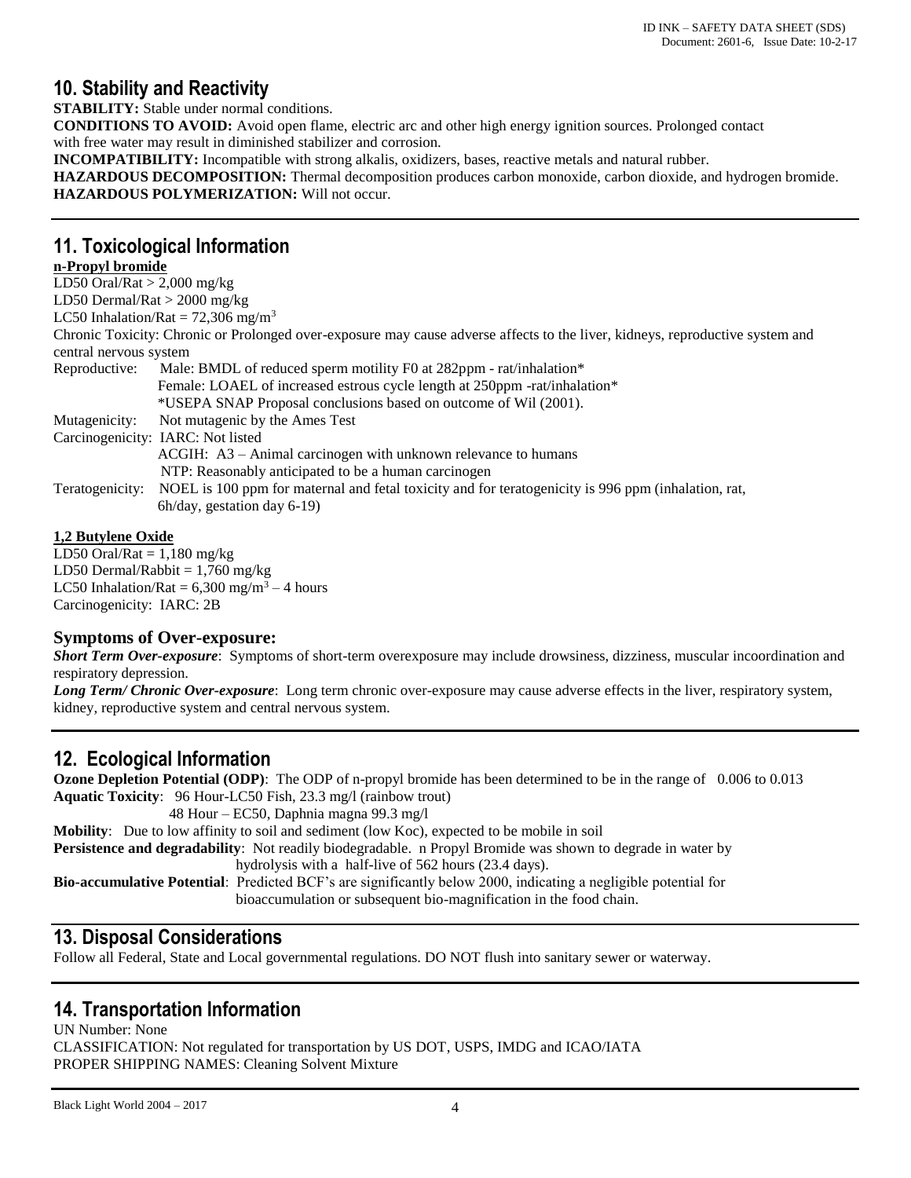## 10. Stability and Reactivity

**STABILITY:** Stable under normal conditions.
**CONDITIONS TO AVOID:** Avoid open flame, electric arc and other high energy ignition sources. Prolonged contact with free water may result in diminished stabilizer and corrosion.
**INCOMPATIBILITY:** Incompatible with strong alkalis, oxidizers, bases, reactive metals and natural rubber.
**HAZARDOUS DECOMPOSITION:** Thermal decomposition produces carbon monoxide, carbon dioxide, and hydrogen bromide.
**HAZARDOUS POLYMERIZATION:** Will not occur.

## 11. Toxicological Information

**n-Propyl bromide**

LD50 Oral/Rat > 2,000 mg/kg
LD50 Dermal/Rat > 2000 mg/kg
LC50 Inhalation/Rat = 72,306 mg/$m^3$
Chronic Toxicity: Chronic or Prolonged over-exposure may cause adverse affects to the liver, kidneys, reproductive system and central nervous system

Reproductive: Male: BMDL of reduced sperm motility F0 at 282ppm - rat/inhalation*
Female: LOAEL of increased estrous cycle length at 250ppm -rat/inhalation*
*USEPA SNAP Proposal conclusions based on outcome of Wil (2001).

Mutagenicity: Not mutagenic by the Ames Test

Carcinogenicity: IARC: Not listed
ACGIH: A3 – Animal carcinogen with unknown relevance to humans
NTP: Reasonably anticipated to be a human carcinogen

Teratogenicity: NOEL is 100 ppm for maternal and fetal toxicity and for teratogenicity is 996 ppm (inhalation, rat, 6h/day, gestation day 6-19)

**1,2 Butylene Oxide**

LD50 Oral/Rat = 1,180 mg/kg
LD50 Dermal/Rabbit = 1,760 mg/kg
LC50 Inhalation/Rat = 6,300 mg/$m^3$ – 4 hours
Carcinogenicity: IARC: 2B

### Symptoms of Over-exposure:

***Short Term Over-exposure***: Symptoms of short-term overexposure may include drowsiness, dizziness, muscular incoordination and respiratory depression.

***Long Term/ Chronic Over-exposure***: Long term chronic over-exposure may cause adverse effects in the liver, respiratory system, kidney, reproductive system and central nervous system.

## 12. Ecological Information

**Ozone Depletion Potential (ODP)**: The ODP of n-propyl bromide has been determined to be in the range of 0.006 to 0.013
**Aquatic Toxicity**: 96 Hour-LC50 Fish, 23.3 mg/l (rainbow trout)
48 Hour – EC50, Daphnia magna 99.3 mg/l
**Mobility**: Due to low affinity to soil and sediment (low Koc), expected to be mobile in soil
**Persistence and degradability**: Not readily biodegradable. n Propyl Bromide was shown to degrade in water by hydrolysis with a half-live of 562 hours (23.4 days).
**Bio-accumulative Potential**: Predicted BCF's are significantly below 2000, indicating a negligible potential for bioaccumulation or subsequent bio-magnification in the food chain.

## 13. Disposal Considerations

Follow all Federal, State and Local governmental regulations. DO NOT flush into sanitary sewer or waterway.

## 14. Transportation Information

UN Number: None
CLASSIFICATION: Not regulated for transportation by US DOT, USPS, IMDG and ICAO/IATA
PROPER SHIPPING NAMES: Cleaning Solvent Mixture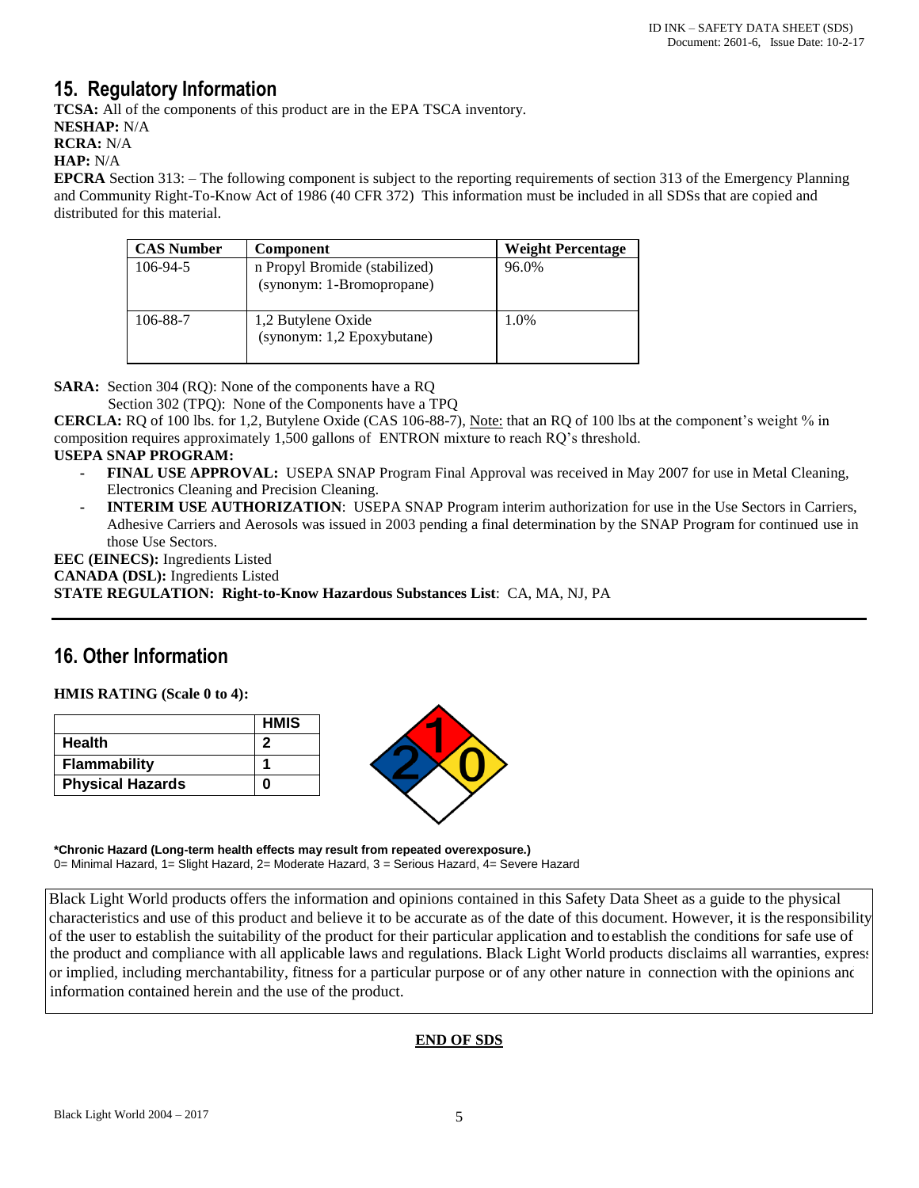## 15. Regulatory Information

**TCSA:** All of the components of this product are in the EPA TSCA inventory.
**NESHAP:** N/A
**RCRA:** N/A
**HAP:** N/A
**EPCRA** Section 313: – The following component is subject to the reporting requirements of section 313 of the Emergency Planning and Community Right-To-Know Act of 1986 (40 CFR 372) This information must be included in all SDSs that are copied and distributed for this material.

| CAS Number | Component | Weight Percentage |
|---|---|---|
| 106-94-5 | n Propyl Bromide (stabilized) (synonym: 1-Bromopropane) | 96.0% |
| 106-88-7 | 1,2 Butylene Oxide (synonym: 1,2 Epoxybutane) | 1.0% |

**SARA:** Section 304 (RQ): None of the components have a RQ
Section 302 (TPQ): None of the Components have a TPQ
**CERCLA:** RQ of 100 lbs. for 1,2, Butylene Oxide (CAS 106-88-7), Note: that an RQ of 100 lbs at the component's weight % in composition requires approximately 1,500 gallons of ENTRON mixture to reach RQ's threshold.
**USEPA SNAP PROGRAM:**

- **FINAL USE APPROVAL:** USEPA SNAP Program Final Approval was received in May 2007 for use in Metal Cleaning, Electronics Cleaning and Precision Cleaning.
- **INTERIM USE AUTHORIZATION**: USEPA SNAP Program interim authorization for use in the Use Sectors in Carriers, Adhesive Carriers and Aerosols was issued in 2003 pending a final determination by the SNAP Program for continued use in those Use Sectors.

**EEC (EINECS):** Ingredients Listed
**CANADA (DSL):** Ingredients Listed
**STATE REGULATION: Right-to-Know Hazardous Substances List**: CA, MA, NJ, PA

## 16. Other Information

**HMIS RATING (Scale 0 to 4):**

| | HMIS |
|---|---|
| Health | 2 |
| Flammability | 1 |
| Physical Hazards | 0 |

1
2
0

**\*Chronic Hazard (Long-term health effects may result from repeated overexposure.)**
0= Minimal Hazard, 1= Slight Hazard, 2= Moderate Hazard, 3 = Serious Hazard, 4= Severe Hazard

Black Light World products offers the information and opinions contained in this Safety Data Sheet as a guide to the physical characteristics and use of this product and believe it to be accurate as of the date of this document. However, it is the responsibility of the user to establish the suitability of the product for their particular application and to establish the conditions for safe use of the product and compliance with all applicable laws and regulations. Black Light World products disclaims all warranties, express or implied, including merchantability, fitness for a particular purpose or of any other nature in connection with the opinions and information contained herein and the use of the product.

**END OF SDS**